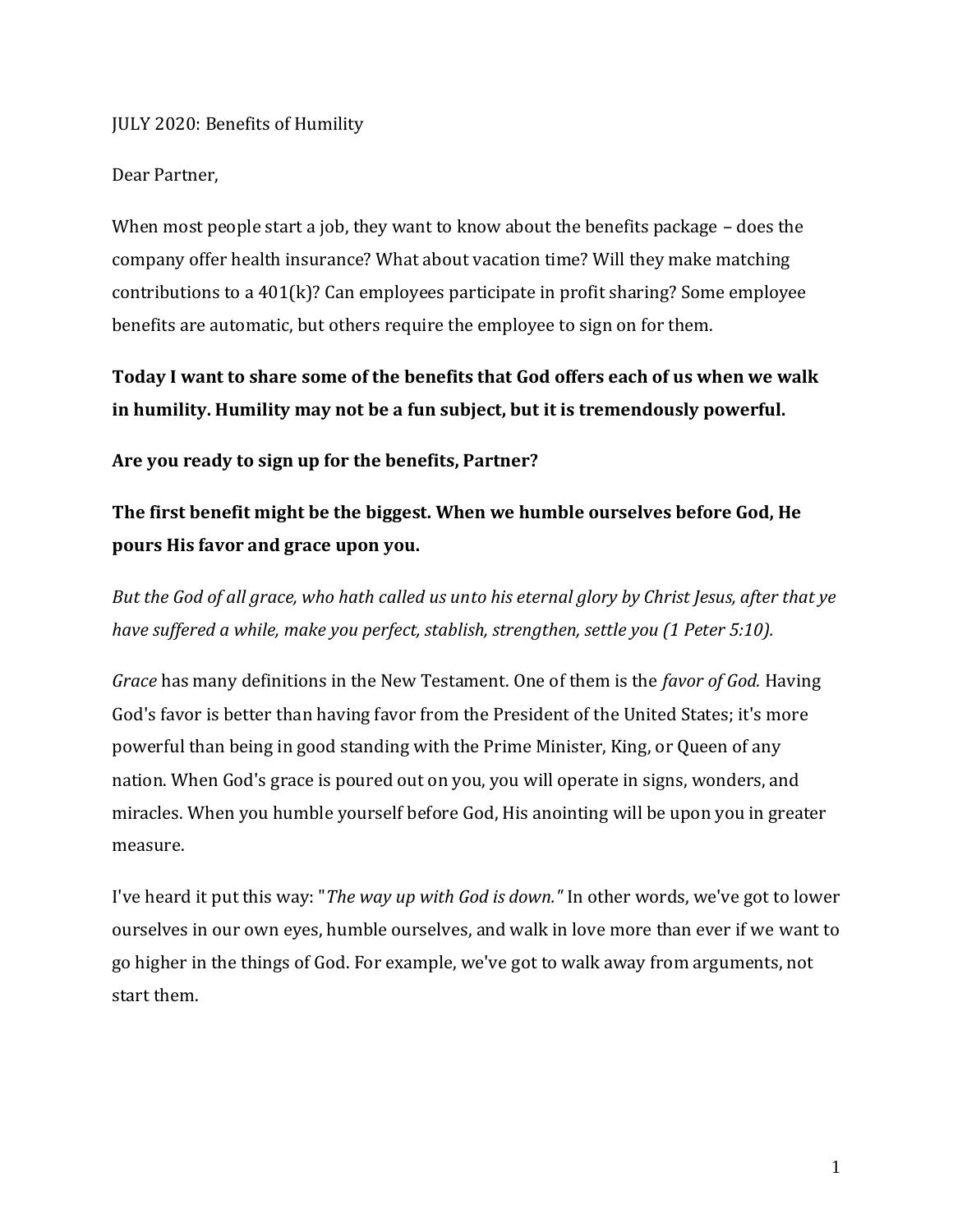JULY 2020: Benefits of Humility

Dear Partner,

When most people start a job, they want to know about the benefits package – does the company offer health insurance? What about vacation time? Will they make matching contributions to a 401(k)? Can employees participate in profit sharing? Some employee benefits are automatic, but others require the employee to sign on for them.

**Today I want to share some of the benefits that God offers each of us when we walk in humility. Humility may not be a fun subject, but it is tremendously powerful.**

**Are you ready to sign up for the benefits, Partner?**

**The first benefit might be the biggest. When we humble ourselves before God, He pours His favor and grace upon you.**

*But the God of all grace, who hath called us unto his eternal glory by Christ Jesus, after that ye have suffered a while, make you perfect, stablish, strengthen, settle you (1 Peter 5:10).*

*Grace* has many definitions in the New Testament. One of them is the *favor of God.* Having God's favor is better than having favor from the President of the United States; it's more powerful than being in good standing with the Prime Minister, King, or Queen of any nation. When God's grace is poured out on you, you will operate in signs, wonders, and miracles. When you humble yourself before God, His anointing will be upon you in greater measure.

I've heard it put this way: "*The way up with God is down.*" In other words, we've got to lower ourselves in our own eyes, humble ourselves, and walk in love more than ever if we want to go higher in the things of God. For example, we've got to walk away from arguments, not start them.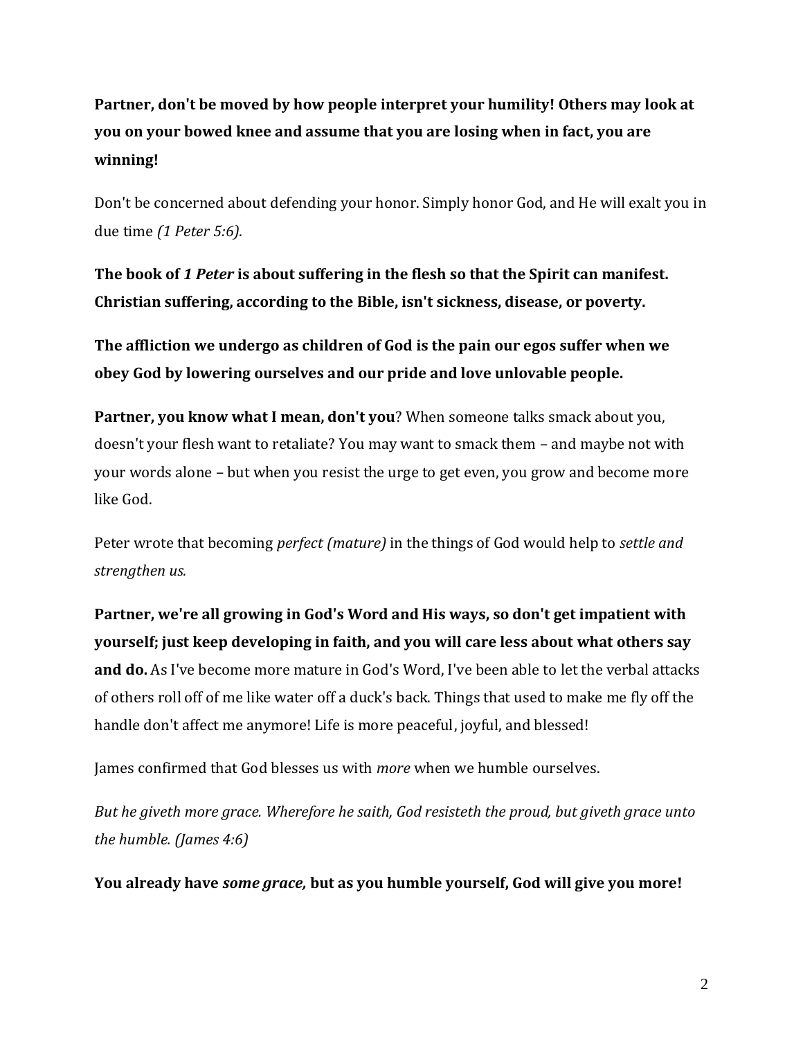**Partner, don't be moved by how people interpret your humility! Others may look at you on your bowed knee and assume that you are losing when in fact, you are winning!**

Don't be concerned about defending your honor. Simply honor God, and He will exalt you in due time *(1 Peter 5:6).*

**The book of *1 Peter* is about suffering in the flesh so that the Spirit can manifest. Christian suffering, according to the Bible, isn't sickness, disease, or poverty.**

**The affliction we undergo as children of God is the pain our egos suffer when we obey God by lowering ourselves and our pride and love unlovable people.**

**Partner, you know what I mean, don't you**? When someone talks smack about you, doesn't your flesh want to retaliate? You may want to smack them – and maybe not with your words alone – but when you resist the urge to get even, you grow and become more like God.

Peter wrote that becoming *perfect (mature)* in the things of God would help to *settle and strengthen us.*

**Partner, we're all growing in God's Word and His ways, so don't get impatient with yourself; just keep developing in faith, and you will care less about what others say and do.** As I've become more mature in God's Word, I've been able to let the verbal attacks of others roll off of me like water off a duck's back. Things that used to make me fly off the handle don't affect me anymore! Life is more peaceful, joyful, and blessed!

James confirmed that God blesses us with *more* when we humble ourselves.

*But he giveth more grace. Wherefore he saith, God resisteth the proud, but giveth grace unto the humble. (James 4:6)*

**You already have *some grace,* but as you humble yourself, God will give you more!**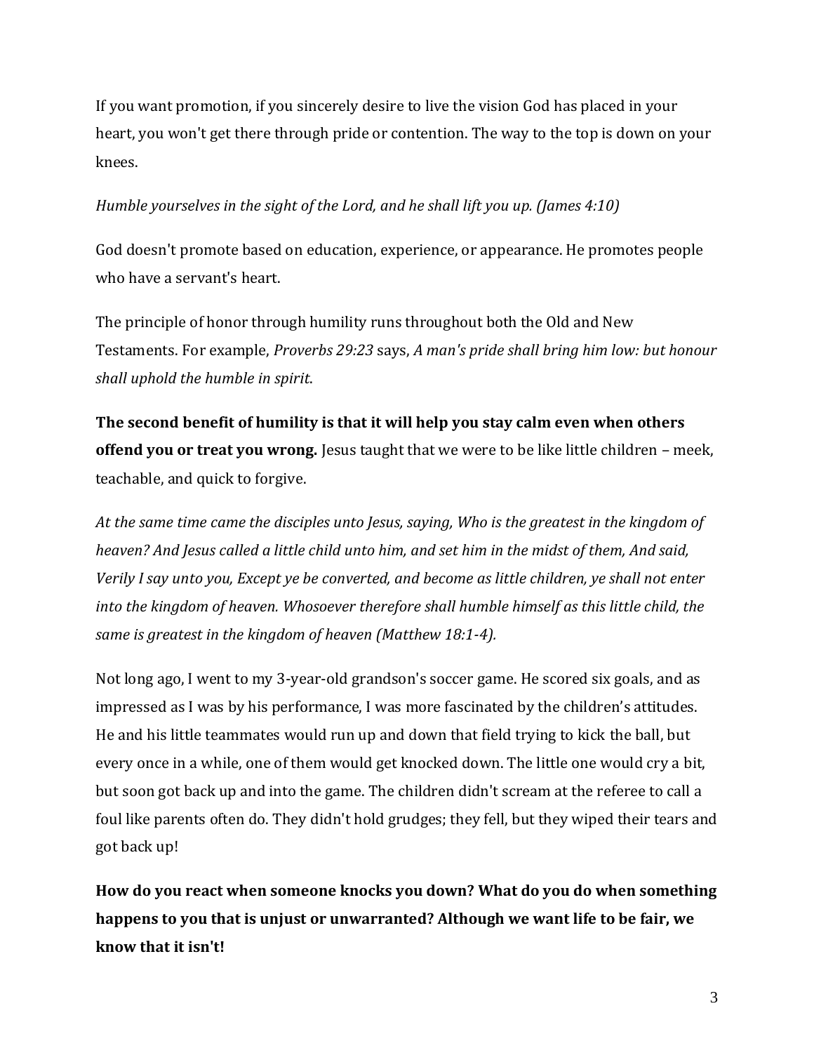If you want promotion, if you sincerely desire to live the vision God has placed in your heart, you won't get there through pride or contention. The way to the top is down on your knees.

*Humble yourselves in the sight of the Lord, and he shall lift you up. (James 4:10)*

God doesn't promote based on education, experience, or appearance. He promotes people who have a servant's heart.

The principle of honor through humility runs throughout both the Old and New Testaments. For example, *Proverbs 29:23* says, *A man's pride shall bring him low: but honour shall uphold the humble in spirit.*

**The second benefit of humility is that it will help you stay calm even when others offend you or treat you wrong.** Jesus taught that we were to be like little children – meek, teachable, and quick to forgive.

*At the same time came the disciples unto Jesus, saying, Who is the greatest in the kingdom of heaven? And Jesus called a little child unto him, and set him in the midst of them, And said, Verily I say unto you, Except ye be converted, and become as little children, ye shall not enter into the kingdom of heaven. Whosoever therefore shall humble himself as this little child, the same is greatest in the kingdom of heaven (Matthew 18:1-4).*

Not long ago, I went to my 3-year-old grandson's soccer game. He scored six goals, and as impressed as I was by his performance, I was more fascinated by the children's attitudes. He and his little teammates would run up and down that field trying to kick the ball, but every once in a while, one of them would get knocked down. The little one would cry a bit, but soon got back up and into the game. The children didn't scream at the referee to call a foul like parents often do. They didn't hold grudges; they fell, but they wiped their tears and got back up!

**How do you react when someone knocks you down? What do you do when something happens to you that is unjust or unwarranted? Although we want life to be fair, we know that it isn't!**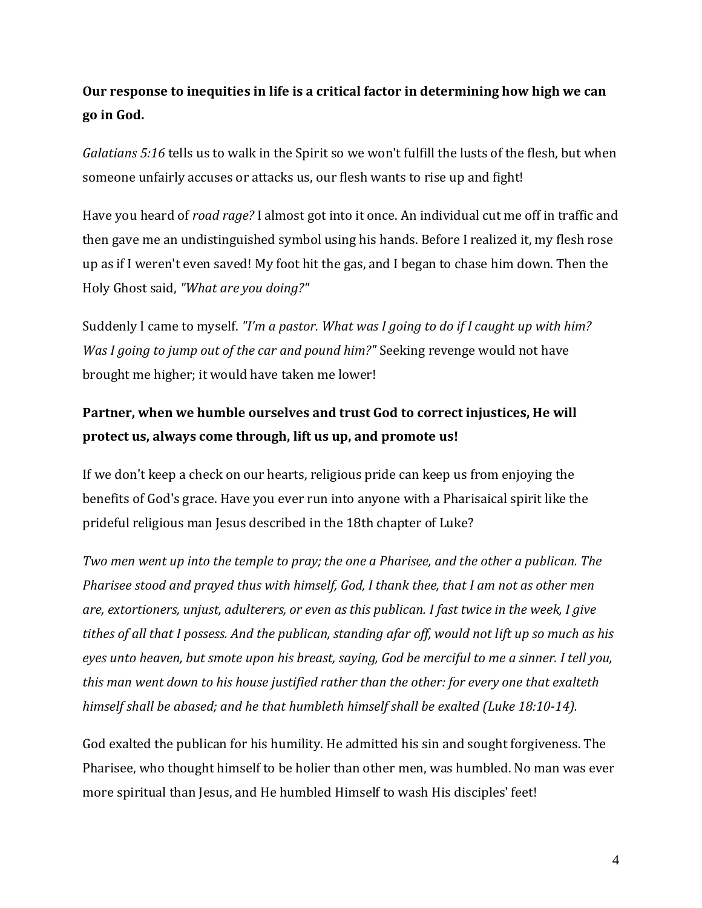**Our response to inequities in life is a critical factor in determining how high we can go in God.**

*Galatians 5:16* tells us to walk in the Spirit so we won't fulfill the lusts of the flesh, but when someone unfairly accuses or attacks us, our flesh wants to rise up and fight!

Have you heard of *road rage?* I almost got into it once. An individual cut me off in traffic and then gave me an undistinguished symbol using his hands. Before I realized it, my flesh rose up as if I weren't even saved! My foot hit the gas, and I began to chase him down. Then the Holy Ghost said, *"What are you doing?"*

Suddenly I came to myself. *"I'm a pastor. What was I going to do if I caught up with him? Was I going to jump out of the car and pound him?"* Seeking revenge would not have brought me higher; it would have taken me lower!

**Partner, when we humble ourselves and trust God to correct injustices, He will protect us, always come through, lift us up, and promote us!**

If we don't keep a check on our hearts, religious pride can keep us from enjoying the benefits of God's grace. Have you ever run into anyone with a Pharisaical spirit like the prideful religious man Jesus described in the 18th chapter of Luke?

*Two men went up into the temple to pray; the one a Pharisee, and the other a publican. The Pharisee stood and prayed thus with himself, God, I thank thee, that I am not as other men are, extortioners, unjust, adulterers, or even as this publican. I fast twice in the week, I give tithes of all that I possess. And the publican, standing afar off, would not lift up so much as his eyes unto heaven, but smote upon his breast, saying, God be merciful to me a sinner. I tell you, this man went down to his house justified rather than the other: for every one that exalteth himself shall be abased; and he that humbleth himself shall be exalted (Luke 18:10-14).*

God exalted the publican for his humility. He admitted his sin and sought forgiveness. The Pharisee, who thought himself to be holier than other men, was humbled. No man was ever more spiritual than Jesus, and He humbled Himself to wash His disciples' feet!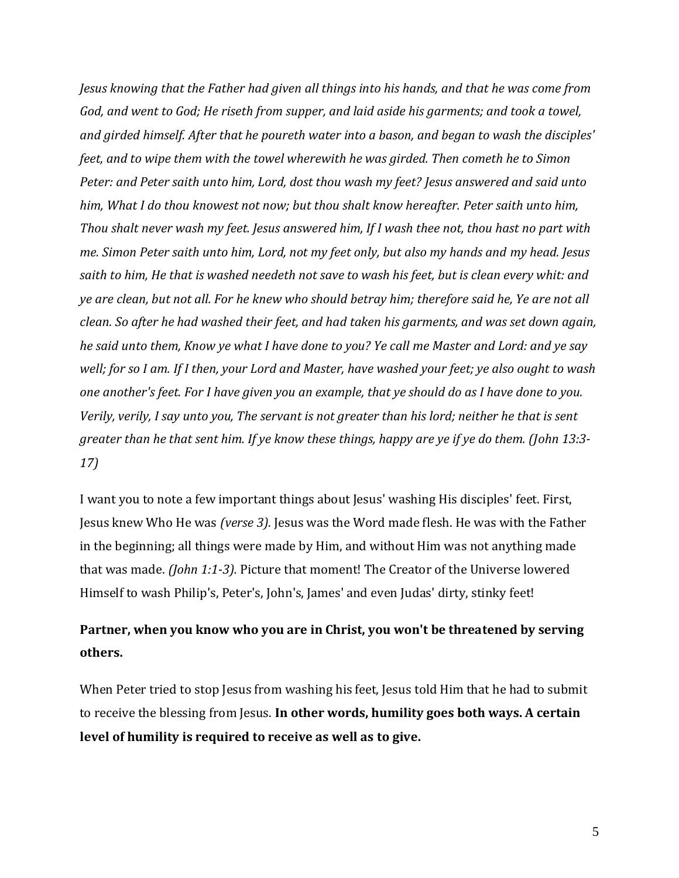*Jesus knowing that the Father had given all things into his hands, and that he was come from God, and went to God; He riseth from supper, and laid aside his garments; and took a towel, and girded himself. After that he poureth water into a bason, and began to wash the disciples' feet, and to wipe them with the towel wherewith he was girded. Then cometh he to Simon Peter: and Peter saith unto him, Lord, dost thou wash my feet? Jesus answered and said unto him, What I do thou knowest not now; but thou shalt know hereafter. Peter saith unto him, Thou shalt never wash my feet. Jesus answered him, If I wash thee not, thou hast no part with me. Simon Peter saith unto him, Lord, not my feet only, but also my hands and my head. Jesus saith to him, He that is washed needeth not save to wash his feet, but is clean every whit: and ye are clean, but not all. For he knew who should betray him; therefore said he, Ye are not all clean. So after he had washed their feet, and had taken his garments, and was set down again, he said unto them, Know ye what I have done to you? Ye call me Master and Lord: and ye say well; for so I am. If I then, your Lord and Master, have washed your feet; ye also ought to wash one another's feet. For I have given you an example, that ye should do as I have done to you. Verily, verily, I say unto you, The servant is not greater than his lord; neither he that is sent greater than he that sent him. If ye know these things, happy are ye if ye do them. (John 13:3-17)*

I want you to note a few important things about Jesus' washing His disciples' feet. First, Jesus knew Who He was *(verse 3).* Jesus was the Word made flesh. He was with the Father in the beginning; all things were made by Him, and without Him was not anything made that was made. *(John 1:1-3).* Picture that moment! The Creator of the Universe lowered Himself to wash Philip's, Peter's, John's, James' and even Judas' dirty, stinky feet!

**Partner, when you know who you are in Christ, you won't be threatened by serving others.**

When Peter tried to stop Jesus from washing his feet, Jesus told Him that he had to submit to receive the blessing from Jesus. **In other words, humility goes both ways. A certain level of humility is required to receive as well as to give.**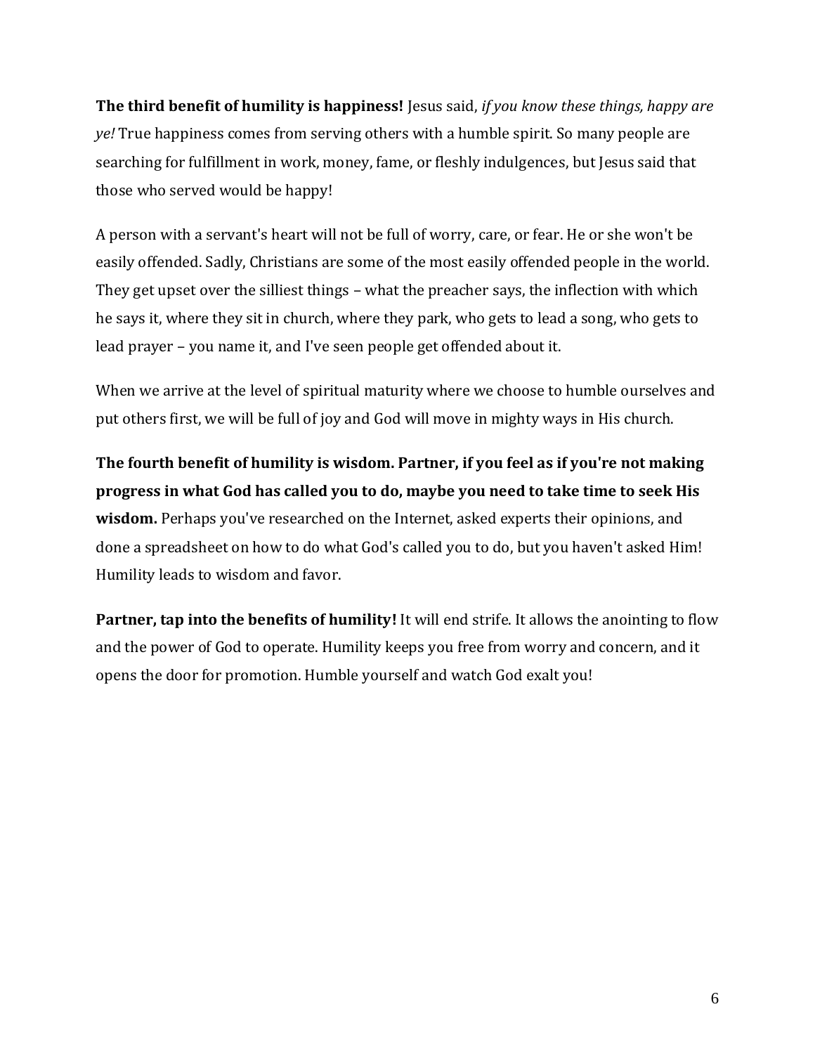**The third benefit of humility is happiness!** Jesus said, *if you know these things, happy are ye!* True happiness comes from serving others with a humble spirit. So many people are searching for fulfillment in work, money, fame, or fleshly indulgences, but Jesus said that those who served would be happy!

A person with a servant's heart will not be full of worry, care, or fear. He or she won't be easily offended. Sadly, Christians are some of the most easily offended people in the world. They get upset over the silliest things – what the preacher says, the inflection with which he says it, where they sit in church, where they park, who gets to lead a song, who gets to lead prayer – you name it, and I've seen people get offended about it.

When we arrive at the level of spiritual maturity where we choose to humble ourselves and put others first, we will be full of joy and God will move in mighty ways in His church.

**The fourth benefit of humility is wisdom. Partner, if you feel as if you're not making progress in what God has called you to do, maybe you need to take time to seek His wisdom.** Perhaps you've researched on the Internet, asked experts their opinions, and done a spreadsheet on how to do what God's called you to do, but you haven't asked Him! Humility leads to wisdom and favor.

**Partner, tap into the benefits of humility!** It will end strife. It allows the anointing to flow and the power of God to operate. Humility keeps you free from worry and concern, and it opens the door for promotion. Humble yourself and watch God exalt you!